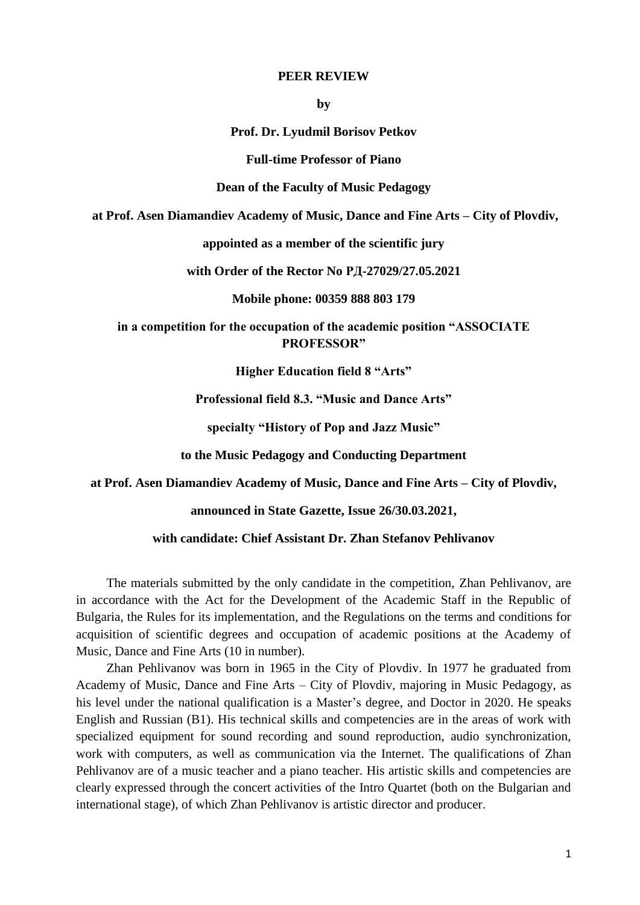**PEER REVIEW**

**by**

**Prof. Dr. Lyudmil Borisov Petkov**

**Full-time Professor of Piano**

**Dean of the Faculty of Music Pedagogy**

**at Prof. Asen Diamandiev Academy of Music, Dance and Fine Arts – City of Plovdiv,**

**appointed as a member of the scientific jury**

**with Order of the Rector No РД-27029/27.05.2021**

**Mobile phone: 00359 888 803 179**

**in a competition for the occupation of the academic position "ASSOCIATE PROFESSOR"**

**Higher Education field 8 "Arts"**

**Professional field 8.3. "Music and Dance Arts"**

**specialty "History of Pop and Jazz Music"**

**to the Music Pedagogy and Conducting Department**

**at Prof. Asen Diamandiev Academy of Music, Dance and Fine Arts – City of Plovdiv,**

**announced in State Gazette, Issue 26/30.03.2021,**

**with candidate: Chief Assistant Dr. Zhan Stefanov Pehlivanov**

The materials submitted by the only candidate in the competition, Zhan Pehlivanov, are in accordance with the Act for the Development of the Academic Staff in the Republic of Bulgaria, the Rules for its implementation, and the Regulations on the terms and conditions for acquisition of scientific degrees and occupation of academic positions at the Academy of Music, Dance and Fine Arts (10 in number).

Zhan Pehlivanov was born in 1965 in the City of Plovdiv. In 1977 he graduated from Academy of Music, Dance and Fine Arts – City of Plovdiv, majoring in Music Pedagogy, as his level under the national qualification is a Master's degree, and Doctor in 2020. He speaks English and Russian (B1). His technical skills and competencies are in the areas of work with specialized equipment for sound recording and sound reproduction, audio synchronization, work with computers, as well as communication via the Internet. The qualifications of Zhan Pehlivanov are of a music teacher and a piano teacher. His artistic skills and competencies are clearly expressed through the concert activities of the Intro Quartet (both on the Bulgarian and international stage), of which Zhan Pehlivanov is artistic director and producer.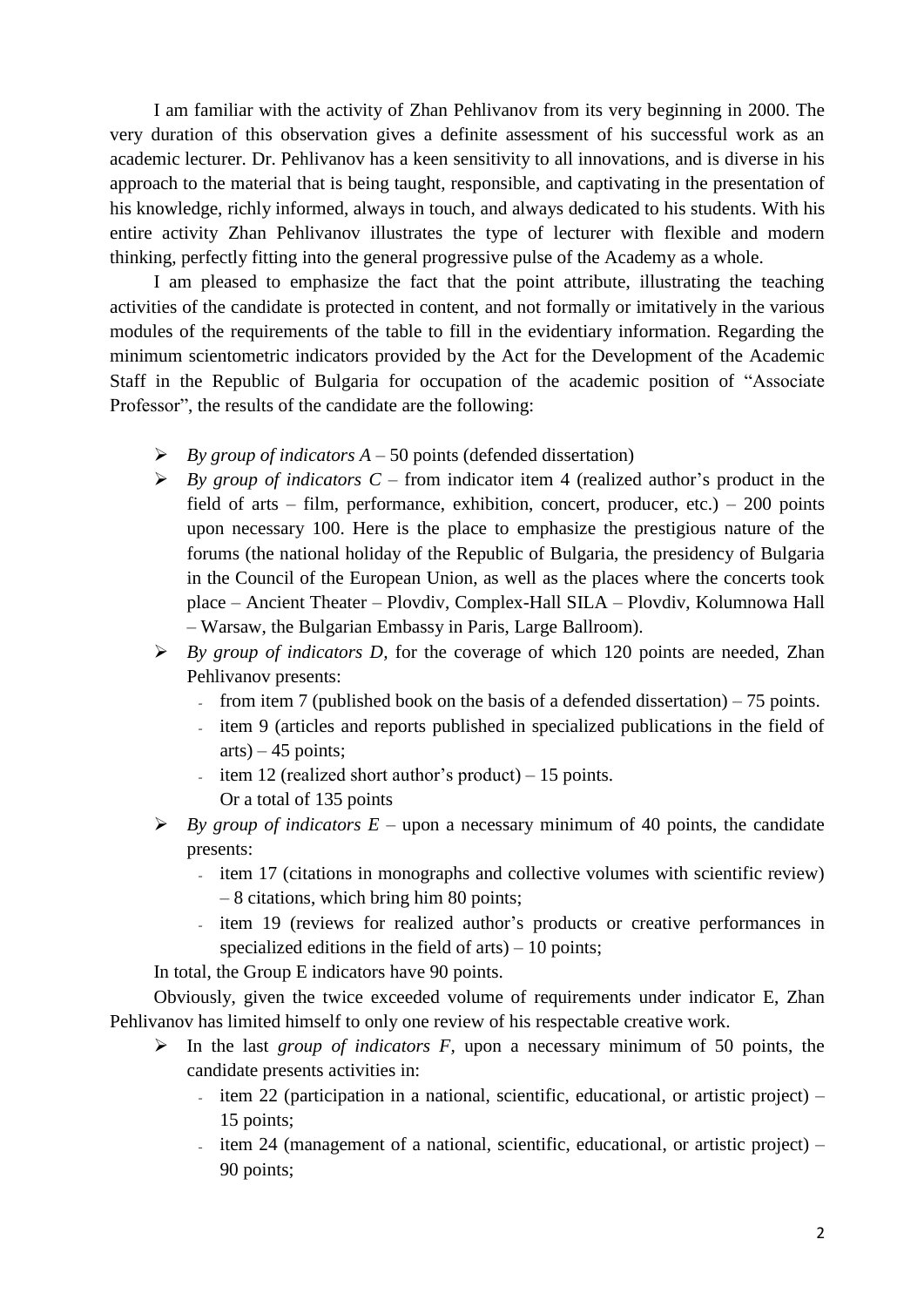I am familiar with the activity of Zhan Pehlivanov from its very beginning in 2000. The very duration of this observation gives a definite assessment of his successful work as an academic lecturer. Dr. Pehlivanov has a keen sensitivity to all innovations, and is diverse in his approach to the material that is being taught, responsible, and captivating in the presentation of his knowledge, richly informed, always in touch, and always dedicated to his students. With his entire activity Zhan Pehlivanov illustrates the type of lecturer with flexible and modern thinking, perfectly fitting into the general progressive pulse of the Academy as a whole.

I am pleased to emphasize the fact that the point attribute, illustrating the teaching activities of the candidate is protected in content, and not formally or imitatively in the various modules of the requirements of the table to fill in the evidentiary information. Regarding the minimum scientometric indicators provided by the Act for the Development of the Academic Staff in the Republic of Bulgaria for occupation of the academic position of "Associate Professor", the results of the candidate are the following:

- *By group of indicators A* – 50 points (defended dissertation)
- *By group of indicators C* – from indicator item 4 (realized author's product in the field of arts – film, performance, exhibition, concert, producer, etc.) – 200 points upon necessary 100. Here is the place to emphasize the prestigious nature of the forums (the national holiday of the Republic of Bulgaria, the presidency of Bulgaria in the Council of the European Union, as well as the places where the concerts took place – Ancient Theater – Plovdiv, Complex-Hall SILA – Plovdiv, Kolumnowa Hall – Warsaw, the Bulgarian Embassy in Paris, Large Ballroom).
- *By group of indicators D*, for the coverage of which 120 points are needed, Zhan Pehlivanov presents:
  - from item 7 (published book on the basis of a defended dissertation) – 75 points.
  - item 9 (articles and reports published in specialized publications in the field of arts) – 45 points;
  - item 12 (realized short author's product) – 15 points.
  
  Or a total of 135 points
- *By group of indicators E* – upon a necessary minimum of 40 points, the candidate presents:
  - item 17 (citations in monographs and collective volumes with scientific review) – 8 citations, which bring him 80 points;
  - item 19 (reviews for realized author's products or creative performances in specialized editions in the field of arts) – 10 points;

In total, the Group E indicators have 90 points.

Obviously, given the twice exceeded volume of requirements under indicator E, Zhan Pehlivanov has limited himself to only one review of his respectable creative work.

- In the last *group of indicators F*, upon a necessary minimum of 50 points, the candidate presents activities in:
  - item 22 (participation in a national, scientific, educational, or artistic project) – 15 points;
  - item 24 (management of a national, scientific, educational, or artistic project) – 90 points;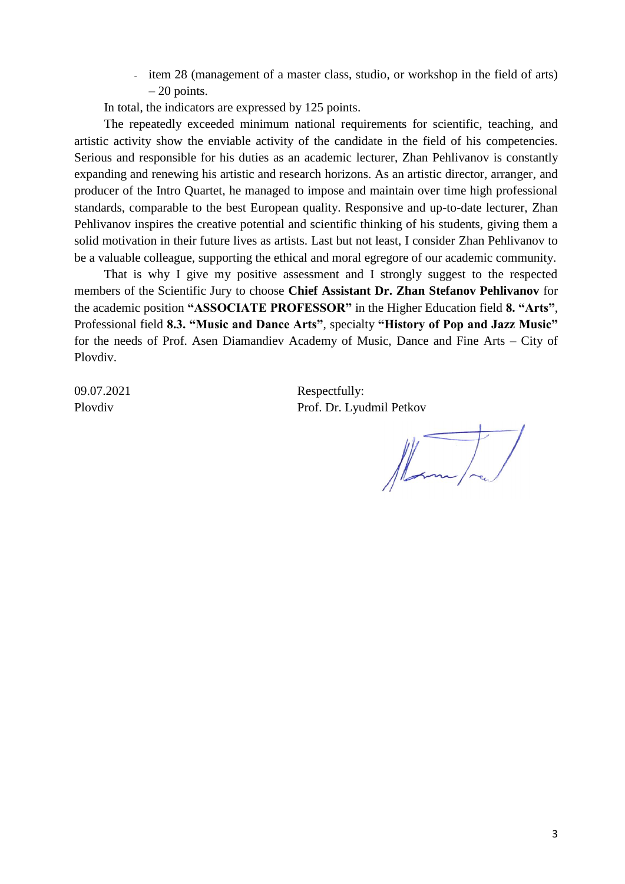- item 28 (management of a master class, studio, or workshop in the field of arts) – 20 points.

In total, the indicators are expressed by 125 points.

The repeatedly exceeded minimum national requirements for scientific, teaching, and artistic activity show the enviable activity of the candidate in the field of his competencies. Serious and responsible for his duties as an academic lecturer, Zhan Pehlivanov is constantly expanding and renewing his artistic and research horizons. As an artistic director, arranger, and producer of the Intro Quartet, he managed to impose and maintain over time high professional standards, comparable to the best European quality. Responsive and up-to-date lecturer, Zhan Pehlivanov inspires the creative potential and scientific thinking of his students, giving them a solid motivation in their future lives as artists. Last but not least, I consider Zhan Pehlivanov to be a valuable colleague, supporting the ethical and moral egregore of our academic community.

That is why I give my positive assessment and I strongly suggest to the respected members of the Scientific Jury to choose **Chief Assistant Dr. Zhan Stefanov Pehlivanov** for the academic position **"ASSOCIATE PROFESSOR"** in the Higher Education field **8. "Arts"**, Professional field **8.3. "Music and Dance Arts"**, specialty **"History of Pop and Jazz Music"** for the needs of Prof. Asen Diamandiev Academy of Music, Dance and Fine Arts – City of Plovdiv.

09.07.2021
Plovdiv

Respectfully:
Prof. Dr. Lyudmil Petkov